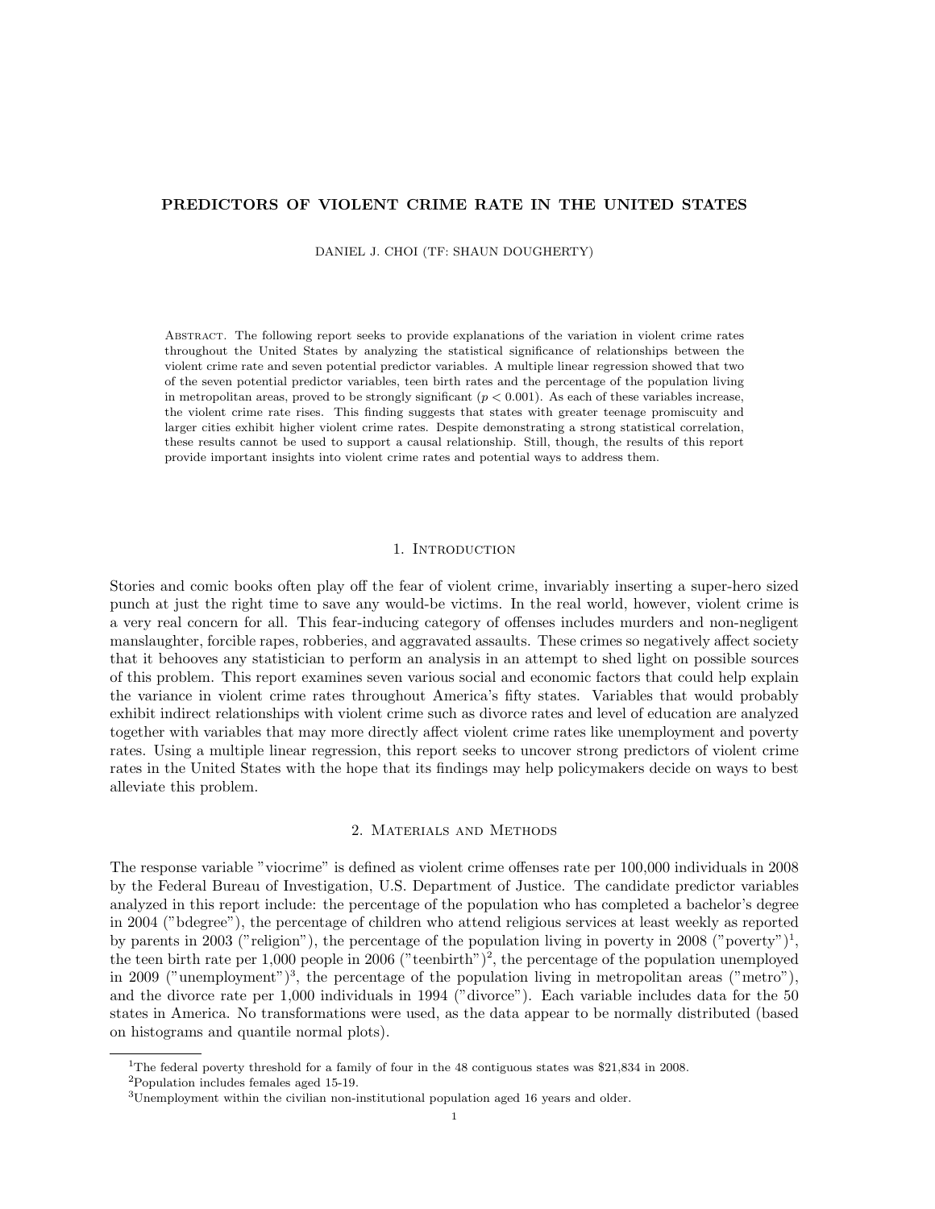# PREDICTORS OF VIOLENT CRIME RATE IN THE UNITED STATES

DANIEL J. CHOI (TF: SHAUN DOUGHERTY)

Abstract. The following report seeks to provide explanations of the variation in violent crime rates throughout the United States by analyzing the statistical significance of relationships between the violent crime rate and seven potential predictor variables. A multiple linear regression showed that two of the seven potential predictor variables, teen birth rates and the percentage of the population living in metropolitan areas, proved to be strongly significant ($p < 0.001$). As each of these variables increase, the violent crime rate rises. This finding suggests that states with greater teenage promiscuity and larger cities exhibit higher violent crime rates. Despite demonstrating a strong statistical correlation, these results cannot be used to support a causal relationship. Still, though, the results of this report provide important insights into violent crime rates and potential ways to address them.

## 1. Introduction

Stories and comic books often play off the fear of violent crime, invariably inserting a super-hero sized punch at just the right time to save any would-be victims. In the real world, however, violent crime is a very real concern for all. This fear-inducing category of offenses includes murders and non-negligent manslaughter, forcible rapes, robberies, and aggravated assaults. These crimes so negatively affect society that it behooves any statistician to perform an analysis in an attempt to shed light on possible sources of this problem. This report examines seven various social and economic factors that could help explain the variance in violent crime rates throughout America's fifty states. Variables that would probably exhibit indirect relationships with violent crime such as divorce rates and level of education are analyzed together with variables that may more directly affect violent crime rates like unemployment and poverty rates. Using a multiple linear regression, this report seeks to uncover strong predictors of violent crime rates in the United States with the hope that its findings may help policymakers decide on ways to best alleviate this problem.

## 2. Materials and Methods

The response variable "viocrime" is defined as violent crime offenses rate per 100,000 individuals in 2008 by the Federal Bureau of Investigation, U.S. Department of Justice. The candidate predictor variables analyzed in this report include: the percentage of the population who has completed a bachelor's degree in 2004 ("bdegree"), the percentage of children who attend religious services at least weekly as reported by parents in 2003 ("religion"), the percentage of the population living in poverty in 2008 ("poverty")[1], the teen birth rate per 1,000 people in 2006 ("teenbirth")[2], the percentage of the population unemployed in 2009 ("unemployment")[3], the percentage of the population living in metropolitan areas ("metro"), and the divorce rate per 1,000 individuals in 1994 ("divorce"). Each variable includes data for the 50 states in America. No transformations were used, as the data appear to be normally distributed (based on histograms and quantile normal plots).

[1]The federal poverty threshold for a family of four in the 48 contiguous states was $21,834 in 2008.

[2]Population includes females aged 15-19.

[3]Unemployment within the civilian non-institutional population aged 16 years and older.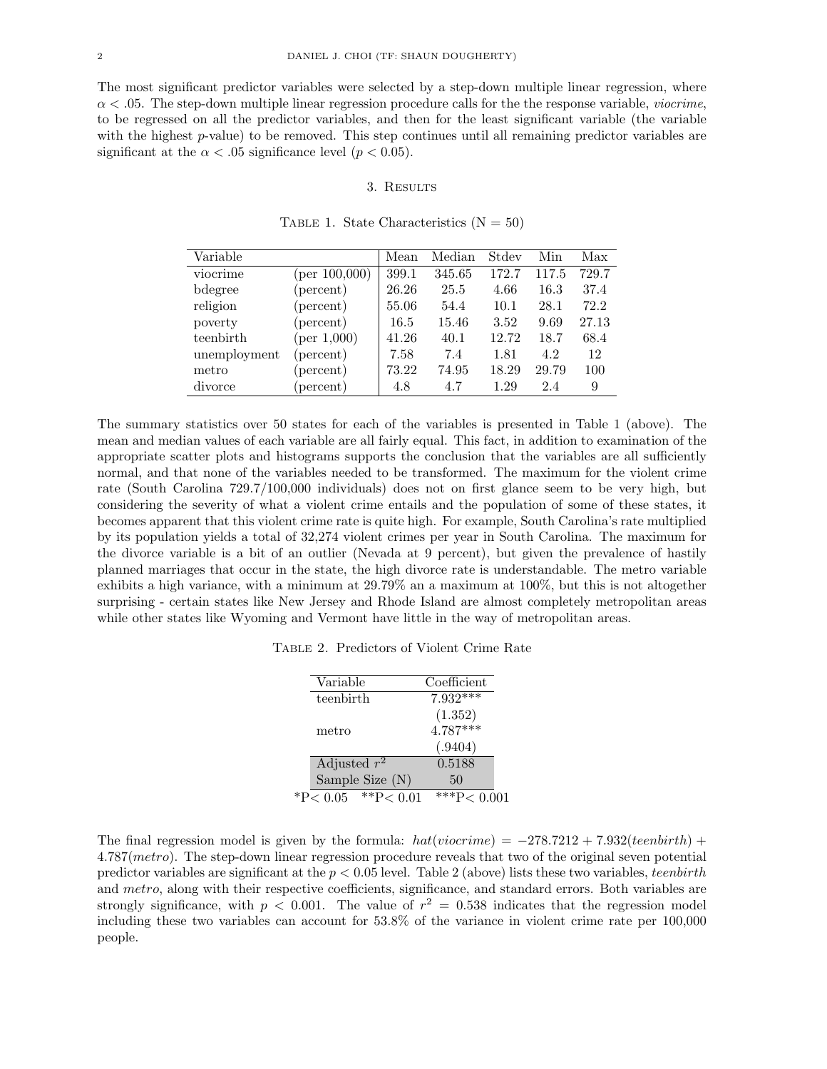The most significant predictor variables were selected by a step-down multiple linear regression, where $\alpha < .05$. The step-down multiple linear regression procedure calls for the the response variable, *viocrime*, to be regressed on all the predictor variables, and then for the least significant variable (the variable with the highest $p$-value) to be removed. This step continues until all remaining predictor variables are significant at the $\alpha < .05$ significance level ($p < 0.05$).

## 3. Results

Table 1. State Characteristics (N = 50)

| Variable | | Mean | Median | Stdev | Min | Max |
|---|---|---|---|---|---|---|
| viocrime | (per 100,000) | 399.1 | 345.65 | 172.7 | 117.5 | 729.7 |
| bdegree | (percent) | 26.26 | 25.5 | 4.66 | 16.3 | 37.4 |
| religion | (percent) | 55.06 | 54.4 | 10.1 | 28.1 | 72.2 |
| poverty | (percent) | 16.5 | 15.46 | 3.52 | 9.69 | 27.13 |
| teenbirth | (per 1,000) | 41.26 | 40.1 | 12.72 | 18.7 | 68.4 |
| unemployment | (percent) | 7.58 | 7.4 | 1.81 | 4.2 | 12 |
| metro | (percent) | 73.22 | 74.95 | 18.29 | 29.79 | 100 |
| divorce | (percent) | 4.8 | 4.7 | 1.29 | 2.4 | 9 |

The summary statistics over 50 states for each of the variables is presented in Table 1 (above). The mean and median values of each variable are all fairly equal. This fact, in addition to examination of the appropriate scatter plots and histograms supports the conclusion that the variables are all sufficiently normal, and that none of the variables needed to be transformed. The maximum for the violent crime rate (South Carolina 729.7/100,000 individuals) does not on first glance seem to be very high, but considering the severity of what a violent crime entails and the population of some of these states, it becomes apparent that this violent crime rate is quite high. For example, South Carolina's rate multiplied by its population yields a total of 32,274 violent crimes per year in South Carolina. The maximum for the divorce variable is a bit of an outlier (Nevada at 9 percent), but given the prevalence of hastily planned marriages that occur in the state, the high divorce rate is understandable. The metro variable exhibits a high variance, with a minimum at 29.79% an a maximum at 100%, but this is not altogether surprising - certain states like New Jersey and Rhode Island are almost completely metropolitan areas while other states like Wyoming and Vermont have little in the way of metropolitan areas.

Table 2. Predictors of Violent Crime Rate

| Variable | Coefficient |
|---|---|
| teenbirth | 7.932*** |
| | (1.352) |
| metro | 4.787*** |
| | (.9404) |
| Adjusted $r^2$ | 0.5188 |
| Sample Size (N) | 50 |

*P< 0.05 **P< 0.01 ***P< 0.001

The final regression model is given by the formula: $hat(viocrime) = -278.7212 + 7.932(teenbirth) + 4.787(metro)$. The step-down linear regression procedure reveals that two of the original seven potential predictor variables are significant at the $p < 0.05$ level. Table 2 (above) lists these two variables, *teenbirth* and *metro*, along with their respective coefficients, significance, and standard errors. Both variables are strongly significance, with $p < 0.001$. The value of $r^2 = 0.538$ indicates that the regression model including these two variables can account for 53.8% of the variance in violent crime rate per 100,000 people.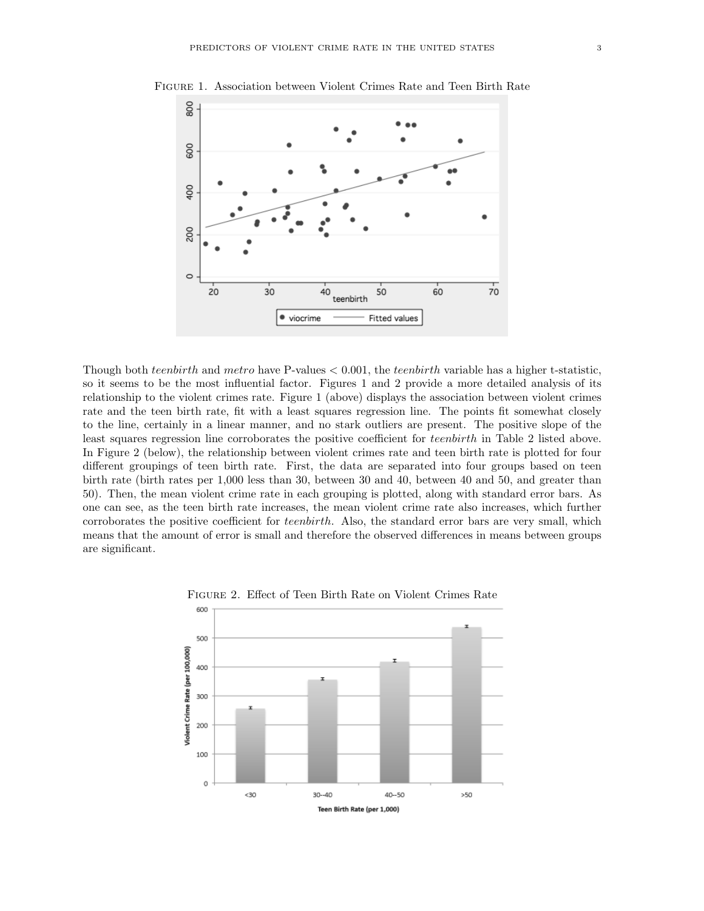Figure 1. Association between Violent Crimes Rate and Teen Birth Rate

Though both *teenbirth* and *metro* have P-values $< 0.001$, the *teenbirth* variable has a higher t-statistic, so it seems to be the most influential factor. Figures 1 and 2 provide a more detailed analysis of its relationship to the violent crimes rate. Figure 1 (above) displays the association between violent crimes rate and the teen birth rate, fit with a least squares regression line. The points fit somewhat closely to the line, certainly in a linear manner, and no stark outliers are present. The positive slope of the least squares regression line corroborates the positive coefficient for *teenbirth* in Table 2 listed above. In Figure 2 (below), the relationship between violent crimes rate and teen birth rate is plotted for four different groupings of teen birth rate. First, the data are separated into four groups based on teen birth rate (birth rates per 1,000 less than 30, between 30 and 40, between 40 and 50, and greater than 50). Then, the mean violent crime rate in each grouping is plotted, along with standard error bars. As one can see, as the teen birth rate increases, the mean violent crime rate also increases, which further corroborates the positive coefficient for *teenbirth*. Also, the standard error bars are very small, which means that the amount of error is small and therefore the observed differences in means between groups are significant.

Figure 2. Effect of Teen Birth Rate on Violent Crimes Rate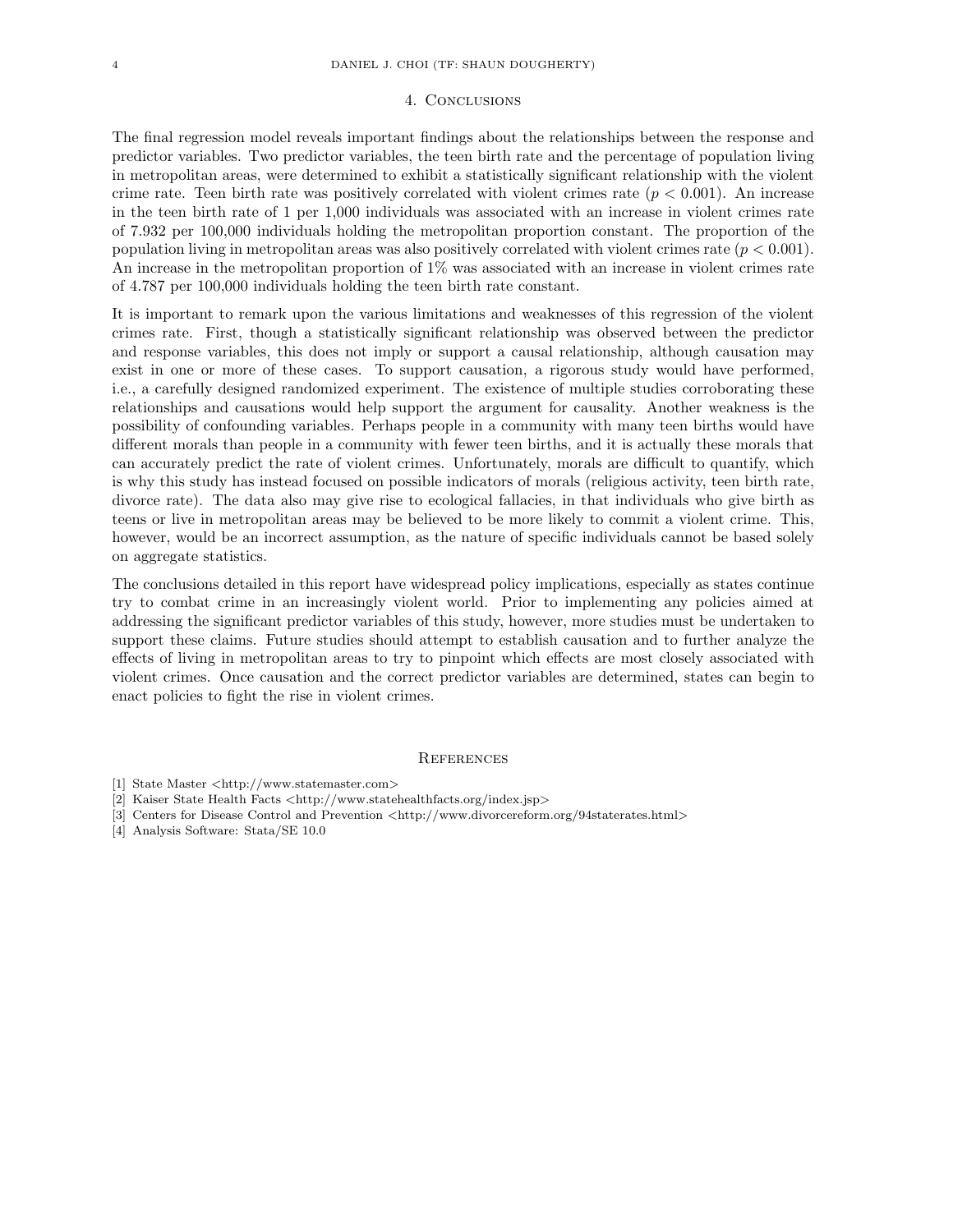## 4. Conclusions

The final regression model reveals important findings about the relationships between the response and predictor variables. Two predictor variables, the teen birth rate and the percentage of population living in metropolitan areas, were determined to exhibit a statistically significant relationship with the violent crime rate. Teen birth rate was positively correlated with violent crimes rate ($p < 0.001$). An increase in the teen birth rate of 1 per 1,000 individuals was associated with an increase in violent crimes rate of 7.932 per 100,000 individuals holding the metropolitan proportion constant. The proportion of the population living in metropolitan areas was also positively correlated with violent crimes rate ($p < 0.001$). An increase in the metropolitan proportion of 1% was associated with an increase in violent crimes rate of 4.787 per 100,000 individuals holding the teen birth rate constant.

It is important to remark upon the various limitations and weaknesses of this regression of the violent crimes rate. First, though a statistically significant relationship was observed between the predictor and response variables, this does not imply or support a causal relationship, although causation may exist in one or more of these cases. To support causation, a rigorous study would have performed, i.e., a carefully designed randomized experiment. The existence of multiple studies corroborating these relationships and causations would help support the argument for causality. Another weakness is the possibility of confounding variables. Perhaps people in a community with many teen births would have different morals than people in a community with fewer teen births, and it is actually these morals that can accurately predict the rate of violent crimes. Unfortunately, morals are difficult to quantify, which is why this study has instead focused on possible indicators of morals (religious activity, teen birth rate, divorce rate). The data also may give rise to ecological fallacies, in that individuals who give birth as teens or live in metropolitan areas may be believed to be more likely to commit a violent crime. This, however, would be an incorrect assumption, as the nature of specific individuals cannot be based solely on aggregate statistics.

The conclusions detailed in this report have widespread policy implications, especially as states continue try to combat crime in an increasingly violent world. Prior to implementing any policies aimed at addressing the significant predictor variables of this study, however, more studies must be undertaken to support these claims. Future studies should attempt to establish causation and to further analyze the effects of living in metropolitan areas to try to pinpoint which effects are most closely associated with violent crimes. Once causation and the correct predictor variables are determined, states can begin to enact policies to fight the rise in violent crimes.

## References

[1] State Master <http://www.statemaster.com>

[2] Kaiser State Health Facts <http://www.statehealthfacts.org/index.jsp>

[3] Centers for Disease Control and Prevention <http://www.divorcereform.org/94staterates.html>

[4] Analysis Software: Stata/SE 10.0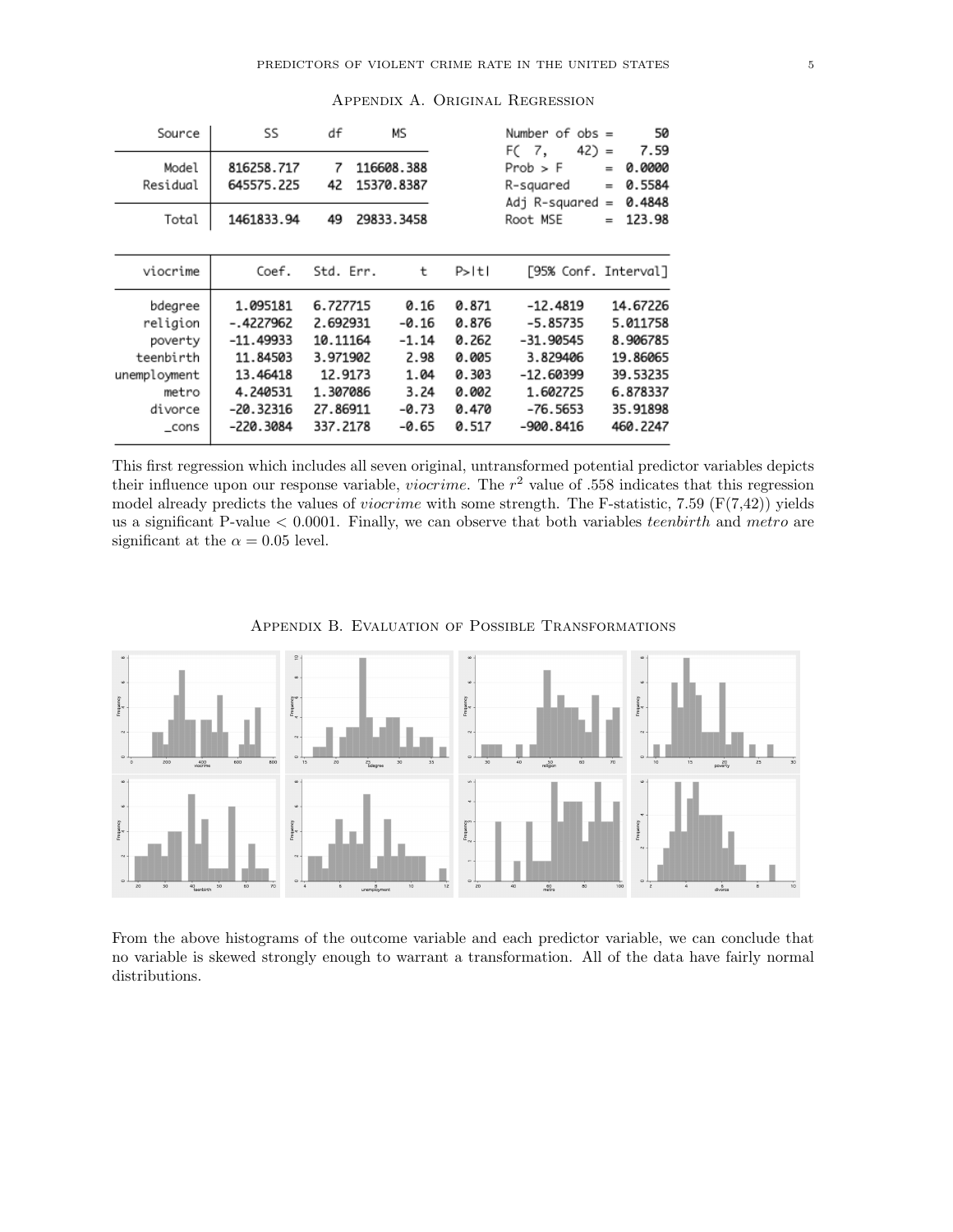## Appendix A. Original Regression

| Source | SS | df | MS | | |
|---|---|---|---|---|---|
| Model | 816258.717 | 7 | 116608.388 | Number of obs = | 50 |
| Residual | 645575.225 | 42 | 15370.8387 | F( 7, 42) = | 7.59 |
| Total | 1461833.94 | 49 | 29833.3458 | Prob > F = | 0.0000 |
| | | | | R-squared = | 0.5584 |
| | | | | Adj R-squared = | 0.4848 |
| | | | | Root MSE = | 123.98 |

| viocrime | Coef. | Std. Err. | t | P>\|t\| | [95% Conf. | Interval] |
|---|---|---|---|---|---|---|
| bdegree | 1.095181 | 6.727715 | 0.16 | 0.871 | -12.4819 | 14.67226 |
| religion | -.4227962 | 2.692931 | -0.16 | 0.876 | -5.85735 | 5.011758 |
| poverty | -11.49933 | 10.11164 | -1.14 | 0.262 | -31.90545 | 8.906785 |
| teenbirth | 11.84503 | 3.971902 | 2.98 | 0.005 | 3.829406 | 19.86065 |
| unemployment | 13.46418 | 12.9173 | 1.04 | 0.303 | -12.60399 | 39.53235 |
| metro | 4.240531 | 1.307086 | 3.24 | 0.002 | 1.602725 | 6.878337 |
| divorce | -20.32316 | 27.86911 | -0.73 | 0.470 | -76.5653 | 35.91898 |
| _cons | -220.3084 | 337.2178 | -0.65 | 0.517 | -900.8416 | 460.2247 |

This first regression which includes all seven original, untransformed potential predictor variables depicts their influence upon our response variable, *viocrime*. The $r^2$ value of .558 indicates that this regression model already predicts the values of *viocrime* with some strength. The F-statistic, 7.59 ($F(7,42)$) yields us a significant P-value $< 0.0001$. Finally, we can observe that both variables *teenbirth* and *metro* are significant at the $\alpha = 0.05$ level.

## Appendix B. Evaluation of Possible Transformations

From the above histograms of the outcome variable and each predictor variable, we can conclude that no variable is skewed strongly enough to warrant a transformation. All of the data have fairly normal distributions.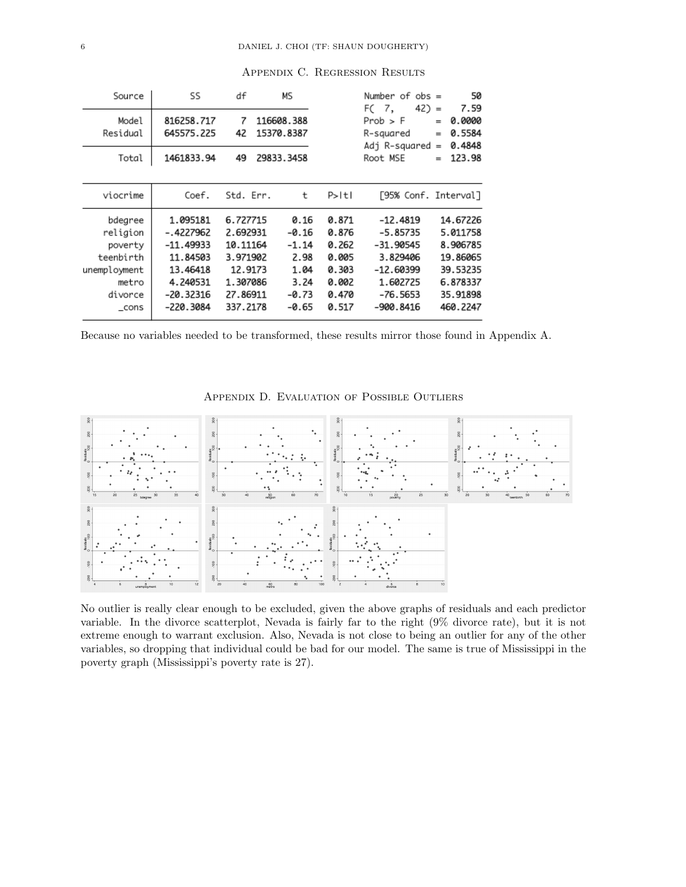## Appendix C. Regression Results

| Source | SS | df | MS |
|---|---|---|---|
| Model | 816258.717 | 7 | 116608.388 |
| Residual | 645575.225 | 42 | 15370.8387 |
| Total | 1461833.94 | 49 | 29833.3458 |

Number of obs = 50
F( 7, 42) = 7.59
Prob > F = 0.0000
R-squared = 0.5584
Adj R-squared = 0.4848
Root MSE = 123.98

| viocrime | Coef. | Std. Err. | t | P>\|t\| | [95% Conf. | Interval] |
|---|---|---|---|---|---|---|
| bdegree | 1.095181 | 6.727715 | 0.16 | 0.871 | -12.4819 | 14.67226 |
| religion | -.4227962 | 2.692931 | -0.16 | 0.876 | -5.85735 | 5.011758 |
| poverty | -11.49933 | 10.11164 | -1.14 | 0.262 | -31.90545 | 8.906785 |
| teenbirth | 11.84503 | 3.971902 | 2.98 | 0.005 | 3.829406 | 19.86065 |
| unemployment | 13.46418 | 12.9173 | 1.04 | 0.303 | -12.60399 | 39.53235 |
| metro | 4.240531 | 1.307086 | 3.24 | 0.002 | 1.602725 | 6.878337 |
| divorce | -20.32316 | 27.86911 | -0.73 | 0.470 | -76.5653 | 35.91898 |
| _cons | -220.3084 | 337.2178 | -0.65 | 0.517 | -900.8416 | 460.2247 |

Because no variables needed to be transformed, these results mirror those found in Appendix A.

## Appendix D. Evaluation of Possible Outliers

No outlier is really clear enough to be excluded, given the above graphs of residuals and each predictor variable. In the divorce scatterplot, Nevada is fairly far to the right (9% divorce rate), but it is not extreme enough to warrant exclusion. Also, Nevada is not close to being an outlier for any of the other variables, so dropping that individual could be bad for our model. The same is true of Mississippi in the poverty graph (Mississippi's poverty rate is 27).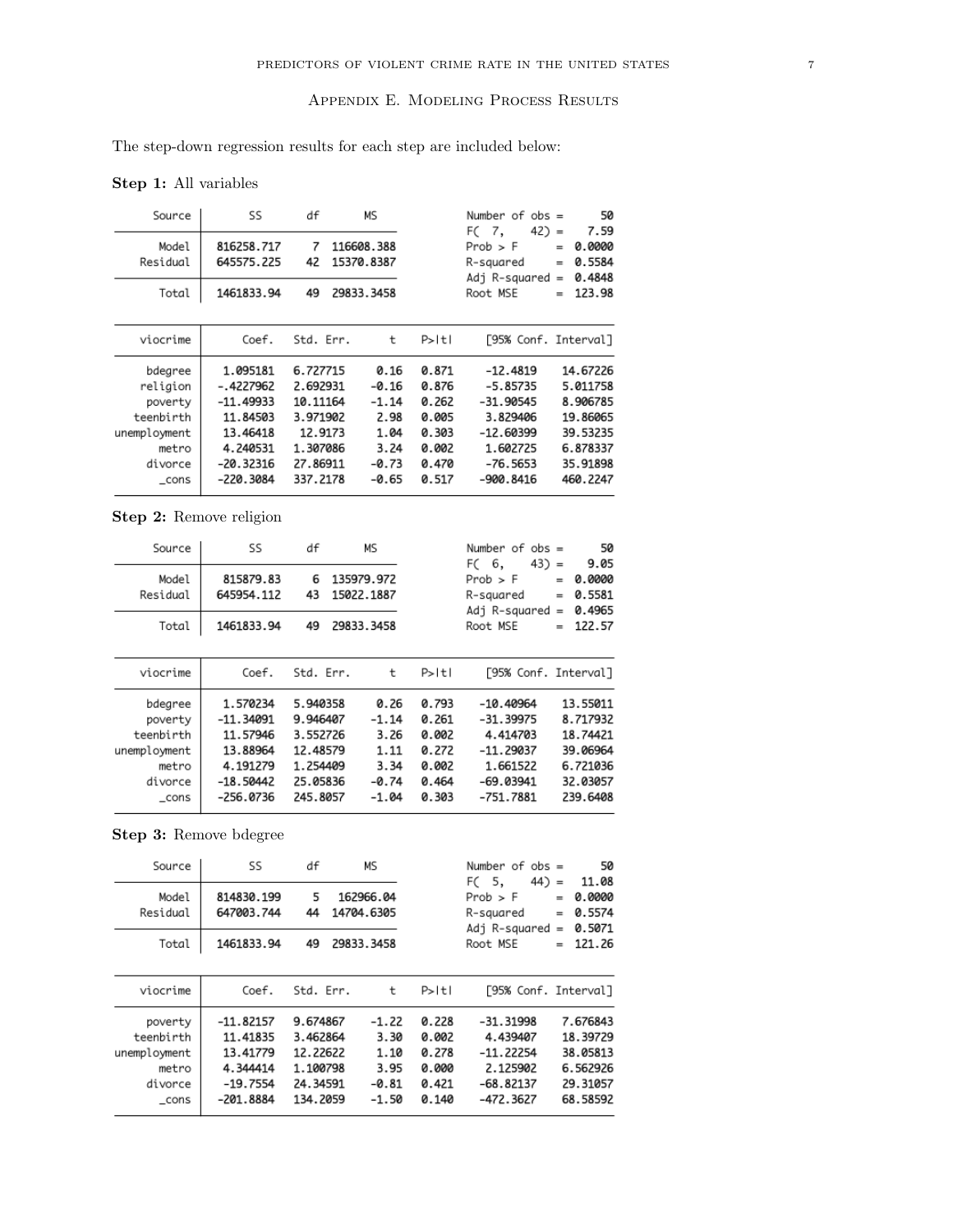## Appendix E. Modeling Process Results

The step-down regression results for each step are included below:

**Step 1:** All variables

| Source | SS | df | MS |
|---|---|---|---|
| Model | 816258.717 | 7 | 116608.388 |
| Residual | 645575.225 | 42 | 15370.8387 |
| Total | 1461833.94 | 49 | 29833.3458 |

| | |
|---|---|
| Number of obs | = 50 |
| F( 7, 42) | = 7.59 |
| Prob > F | = 0.0000 |
| R-squared | = 0.5584 |
| Adj R-squared | = 0.4848 |
| Root MSE | = 123.98 |

| viocrime | Coef. | Std. Err. | t | P>\|t\| | [95% Conf. | Interval] |
|---|---|---|---|---|---|---|
| bdegree | 1.095181 | 6.727715 | 0.16 | 0.871 | -12.4819 | 14.67226 |
| religion | -.4227962 | 2.692931 | -0.16 | 0.876 | -5.85735 | 5.011758 |
| poverty | -11.49933 | 10.11164 | -1.14 | 0.262 | -31.90545 | 8.906785 |
| teenbirth | 11.84503 | 3.971902 | 2.98 | 0.005 | 3.829406 | 19.86065 |
| unemployment | 13.46418 | 12.9173 | 1.04 | 0.303 | -12.60399 | 39.53235 |
| metro | 4.240531 | 1.307086 | 3.24 | 0.002 | 1.602725 | 6.878337 |
| divorce | -20.32316 | 27.86911 | -0.73 | 0.470 | -76.5653 | 35.91898 |
| _cons | -220.3084 | 337.2178 | -0.65 | 0.517 | -900.8416 | 460.2247 |

**Step 2:** Remove religion

| Source | SS | df | MS |
|---|---|---|---|
| Model | 815879.83 | 6 | 135979.972 |
| Residual | 645954.112 | 43 | 15022.1887 |
| Total | 1461833.94 | 49 | 29833.3458 |

| | |
|---|---|
| Number of obs | = 50 |
| F( 6, 43) | = 9.05 |
| Prob > F | = 0.0000 |
| R-squared | = 0.5581 |
| Adj R-squared | = 0.4965 |
| Root MSE | = 122.57 |

| viocrime | Coef. | Std. Err. | t | P>\|t\| | [95% Conf. | Interval] |
|---|---|---|---|---|---|---|
| bdegree | 1.570234 | 5.940358 | 0.26 | 0.793 | -10.40964 | 13.55011 |
| poverty | -11.34091 | 9.946407 | -1.14 | 0.261 | -31.39975 | 8.717932 |
| teenbirth | 11.57946 | 3.552726 | 3.26 | 0.002 | 4.414703 | 18.74421 |
| unemployment | 13.88964 | 12.48579 | 1.11 | 0.272 | -11.29037 | 39.06964 |
| metro | 4.191279 | 1.254409 | 3.34 | 0.002 | 1.661522 | 6.721036 |
| divorce | -18.50442 | 25.05836 | -0.74 | 0.464 | -69.03941 | 32.03057 |
| _cons | -256.0736 | 245.8057 | -1.04 | 0.303 | -751.7881 | 239.6408 |

**Step 3:** Remove bdegree

| Source | SS | df | MS |
|---|---|---|---|
| Model | 814830.199 | 5 | 162966.04 |
| Residual | 647003.744 | 44 | 14704.6305 |
| Total | 1461833.94 | 49 | 29833.3458 |

| | |
|---|---|
| Number of obs | = 50 |
| F( 5, 44) | = 11.08 |
| Prob > F | = 0.0000 |
| R-squared | = 0.5574 |
| Adj R-squared | = 0.5071 |
| Root MSE | = 121.26 |

| viocrime | Coef. | Std. Err. | t | P>\|t\| | [95% Conf. | Interval] |
|---|---|---|---|---|---|---|
| poverty | -11.82157 | 9.674867 | -1.22 | 0.228 | -31.31998 | 7.676843 |
| teenbirth | 11.41835 | 3.462864 | 3.30 | 0.002 | 4.439407 | 18.39729 |
| unemployment | 13.41779 | 12.22622 | 1.10 | 0.278 | -11.22254 | 38.05813 |
| metro | 4.344414 | 1.100798 | 3.95 | 0.000 | 2.125902 | 6.562926 |
| divorce | -19.7554 | 24.34591 | -0.81 | 0.421 | -68.82137 | 29.31057 |
| _cons | -201.8884 | 134.2059 | -1.50 | 0.140 | -472.3627 | 68.58592 |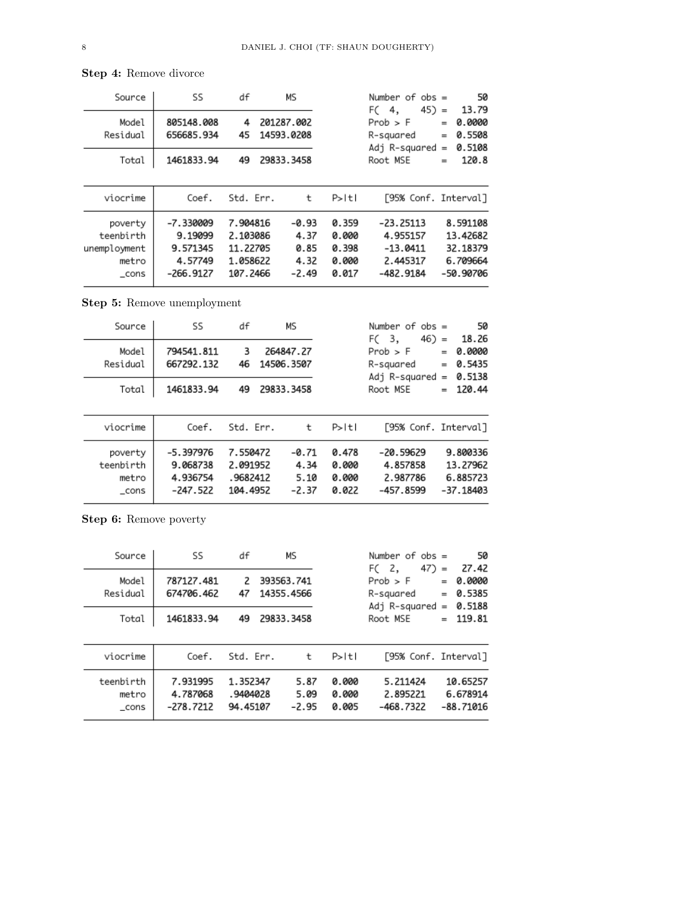**Step 4:** Remove divorce

| Source | SS | df | MS |
|---|---|---|---|
| Model | 805148.008 | 4 | 201287.002 |
| Residual | 656685.934 | 45 | 14593.0208 |
| Total | 1461833.94 | 49 | 29833.3458 |

| | |
|---|---|
| Number of obs | = 50 |
| F( 4, 45) | = 13.79 |
| Prob > F | = 0.0000 |
| R-squared | = 0.5508 |
| Adj R-squared | = 0.5108 |
| Root MSE | = 120.8 |

| viocrime | Coef. | Std. Err. | t | P>\|t\| | [95% Conf. | Interval] |
|---|---|---|---|---|---|---|
| poverty | -7.330009 | 7.904816 | -0.93 | 0.359 | -23.25113 | 8.591108 |
| teenbirth | 9.19099 | 2.103086 | 4.37 | 0.000 | 4.955157 | 13.42682 |
| unemployment | 9.571345 | 11.22705 | 0.85 | 0.398 | -13.0411 | 32.18379 |
| metro | 4.57749 | 1.058622 | 4.32 | 0.000 | 2.445317 | 6.709664 |
| _cons | -266.9127 | 107.2466 | -2.49 | 0.017 | -482.9184 | -50.90706 |

**Step 5:** Remove unemployment

| Source | SS | df | MS |
|---|---|---|---|
| Model | 794541.811 | 3 | 264847.27 |
| Residual | 667292.132 | 46 | 14506.3507 |
| Total | 1461833.94 | 49 | 29833.3458 |

| | |
|---|---|
| Number of obs | = 50 |
| F( 3, 46) | = 18.26 |
| Prob > F | = 0.0000 |
| R-squared | = 0.5435 |
| Adj R-squared | = 0.5138 |
| Root MSE | = 120.44 |

| viocrime | Coef. | Std. Err. | t | P>\|t\| | [95% Conf. | Interval] |
|---|---|---|---|---|---|---|
| poverty | -5.397976 | 7.550472 | -0.71 | 0.478 | -20.59629 | 9.800336 |
| teenbirth | 9.068738 | 2.091952 | 4.34 | 0.000 | 4.857858 | 13.27962 |
| metro | 4.936754 | .9682412 | 5.10 | 0.000 | 2.987786 | 6.885723 |
| _cons | -247.522 | 104.4952 | -2.37 | 0.022 | -457.8599 | -37.18403 |

**Step 6:** Remove poverty

| Source | SS | df | MS |
|---|---|---|---|
| Model | 787127.481 | 2 | 393563.741 |
| Residual | 674706.462 | 47 | 14355.4566 |
| Total | 1461833.94 | 49 | 29833.3458 |

| | |
|---|---|
| Number of obs | = 50 |
| F( 2, 47) | = 27.42 |
| Prob > F | = 0.0000 |
| R-squared | = 0.5385 |
| Adj R-squared | = 0.5188 |
| Root MSE | = 119.81 |

| viocrime | Coef. | Std. Err. | t | P>\|t\| | [95% Conf. | Interval] |
|---|---|---|---|---|---|---|
| teenbirth | 7.931995 | 1.352347 | 5.87 | 0.000 | 5.211424 | 10.65257 |
| metro | 4.787068 | .9404028 | 5.09 | 0.000 | 2.895221 | 6.678914 |
| _cons | -278.7212 | 94.45107 | -2.95 | 0.005 | -468.7322 | -88.71016 |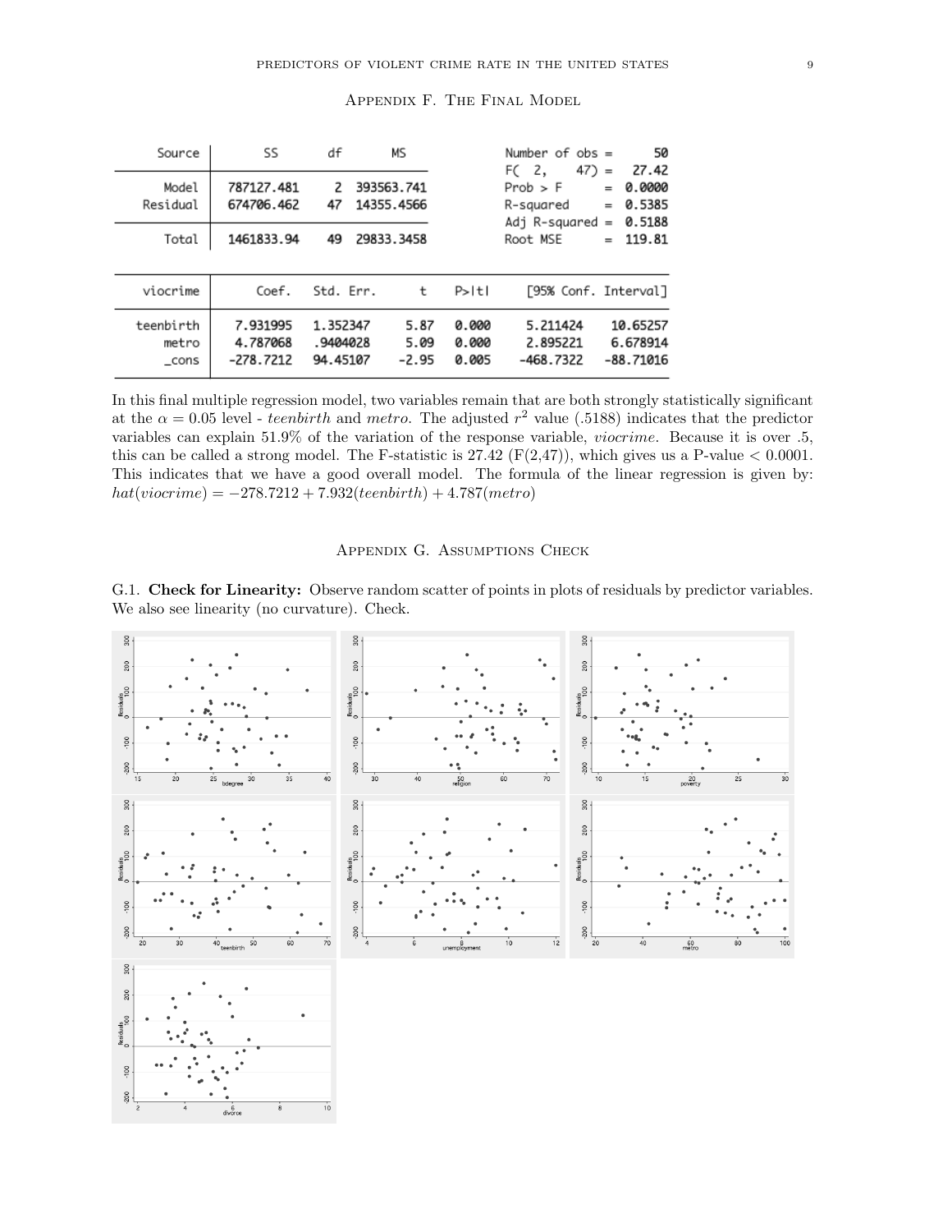## Appendix F. The Final Model

| Source | SS | df | MS |
|---|---|---|---|
| Model | 787127.481 | 2 | 393563.741 |
| Residual | 674706.462 | 47 | 14355.4566 |
| Total | 1461833.94 | 49 | 29833.3458 |

| | |
|---|---|
| Number of obs = | 50 |
| F( 2, 47) = | 27.42 |
| Prob > F = | 0.0000 |
| R-squared = | 0.5385 |
| Adj R-squared = | 0.5188 |
| Root MSE = | 119.81 |

| viocrime | Coef. | Std. Err. | t | P>\|t\| | [95% Conf. Interval] | |
|---|---|---|---|---|---|---|
| teenbirth | 7.931995 | 1.352347 | 5.87 | 0.000 | 5.211424 | 10.65257 |
| metro | 4.787068 | .9404028 | 5.09 | 0.000 | 2.895221 | 6.678914 |
| _cons | -278.7212 | 94.45107 | -2.95 | 0.005 | -468.7322 | -88.71016 |

In this final multiple regression model, two variables remain that are both strongly statistically significant at the $\alpha = 0.05$ level - *teenbirth* and *metro*. The adjusted $r^2$ value (.5188) indicates that the predictor variables can explain 51.9% of the variation of the response variable, *viocrime*. Because it is over .5, this can be called a strong model. The F-statistic is 27.42 ($F(2,47)$), which gives us a P-value $< 0.0001$. This indicates that we have a good overall model. The formula of the linear regression is given by: $hat(viocrime) = -278.7212 + 7.932(teenbirth) + 4.787(metro)$

## Appendix G. Assumptions Check

G.1. **Check for Linearity:** Observe random scatter of points in plots of residuals by predictor variables. We also see linearity (no curvature). Check.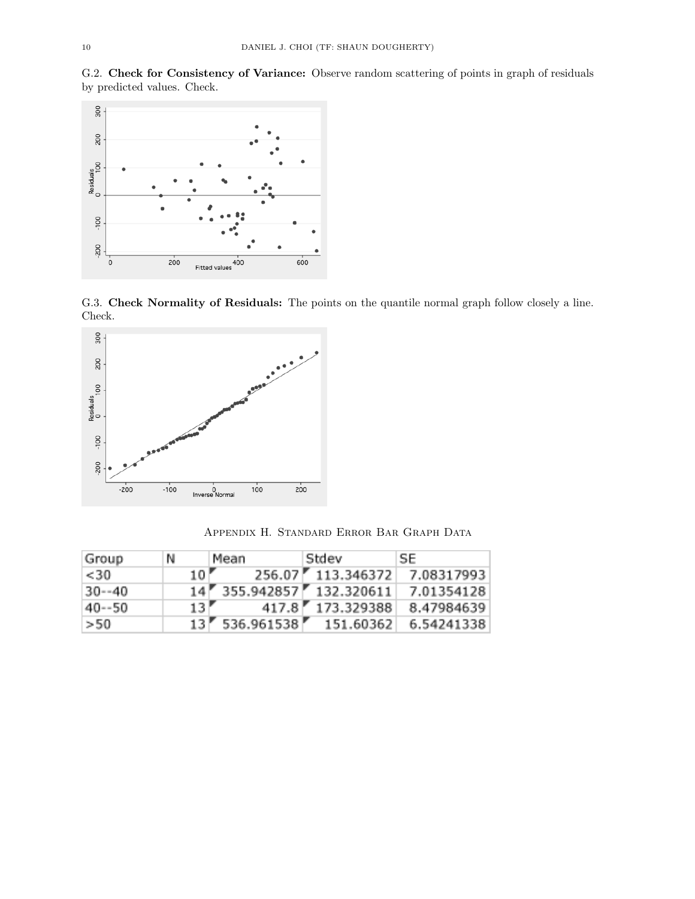G.2. **Check for Consistency of Variance:** Observe random scattering of points in graph of residuals by predicted values. Check.

Residuals

300
200
100
0
-100
-200

0
200
400
600

Fitted values

G.3. **Check Normality of Residuals:** The points on the quantile normal graph follow closely a line. Check.

Residuals

300
200
100
0
-100
-200

-200
-100
0
100
200

Inverse Normal

## Appendix H. Standard Error Bar Graph Data

| Group | N | Mean | Stdev | SE |
|---|---|---|---|---|
| <30 | 10 | 256.07 | 113.346372 | 7.08317993 |
| 30--40 | 14 | 355.942857 | 132.320611 | 7.01354128 |
| 40--50 | 13 | 417.8 | 173.329388 | 8.47984639 |
| >50 | 13 | 536.961538 | 151.60362 | 6.54241338 |